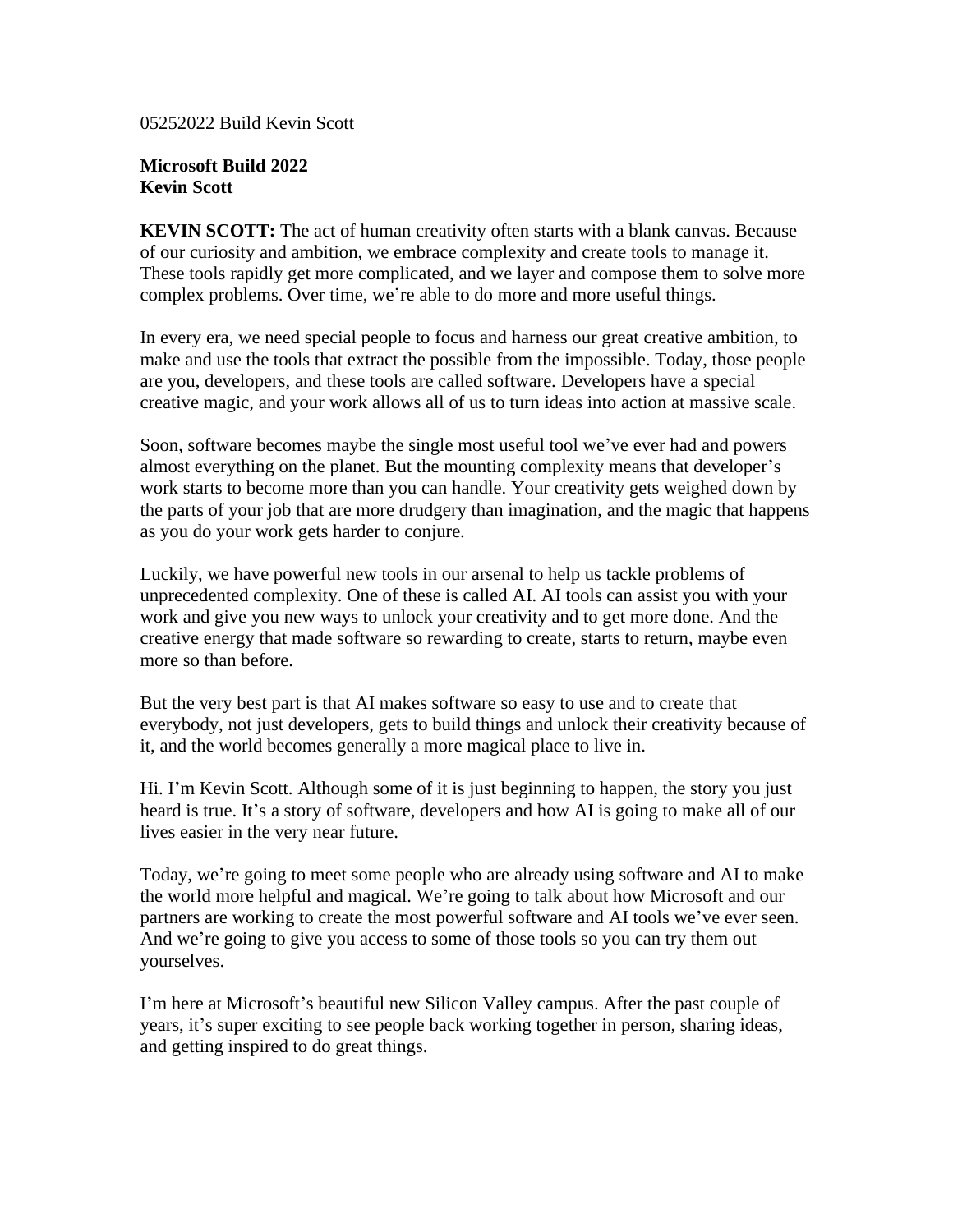05252022 Build Kevin Scott

**Microsoft Build 2022**
**Kevin Scott**

**KEVIN SCOTT:** The act of human creativity often starts with a blank canvas. Because of our curiosity and ambition, we embrace complexity and create tools to manage it. These tools rapidly get more complicated, and we layer and compose them to solve more complex problems. Over time, we're able to do more and more useful things.

In every era, we need special people to focus and harness our great creative ambition, to make and use the tools that extract the possible from the impossible. Today, those people are you, developers, and these tools are called software. Developers have a special creative magic, and your work allows all of us to turn ideas into action at massive scale.

Soon, software becomes maybe the single most useful tool we've ever had and powers almost everything on the planet. But the mounting complexity means that developer's work starts to become more than you can handle. Your creativity gets weighed down by the parts of your job that are more drudgery than imagination, and the magic that happens as you do your work gets harder to conjure.

Luckily, we have powerful new tools in our arsenal to help us tackle problems of unprecedented complexity. One of these is called AI. AI tools can assist you with your work and give you new ways to unlock your creativity and to get more done. And the creative energy that made software so rewarding to create, starts to return, maybe even more so than before.

But the very best part is that AI makes software so easy to use and to create that everybody, not just developers, gets to build things and unlock their creativity because of it, and the world becomes generally a more magical place to live in.

Hi. I'm Kevin Scott. Although some of it is just beginning to happen, the story you just heard is true. It's a story of software, developers and how AI is going to make all of our lives easier in the very near future.

Today, we're going to meet some people who are already using software and AI to make the world more helpful and magical. We're going to talk about how Microsoft and our partners are working to create the most powerful software and AI tools we've ever seen. And we're going to give you access to some of those tools so you can try them out yourselves.

I'm here at Microsoft's beautiful new Silicon Valley campus. After the past couple of years, it's super exciting to see people back working together in person, sharing ideas, and getting inspired to do great things.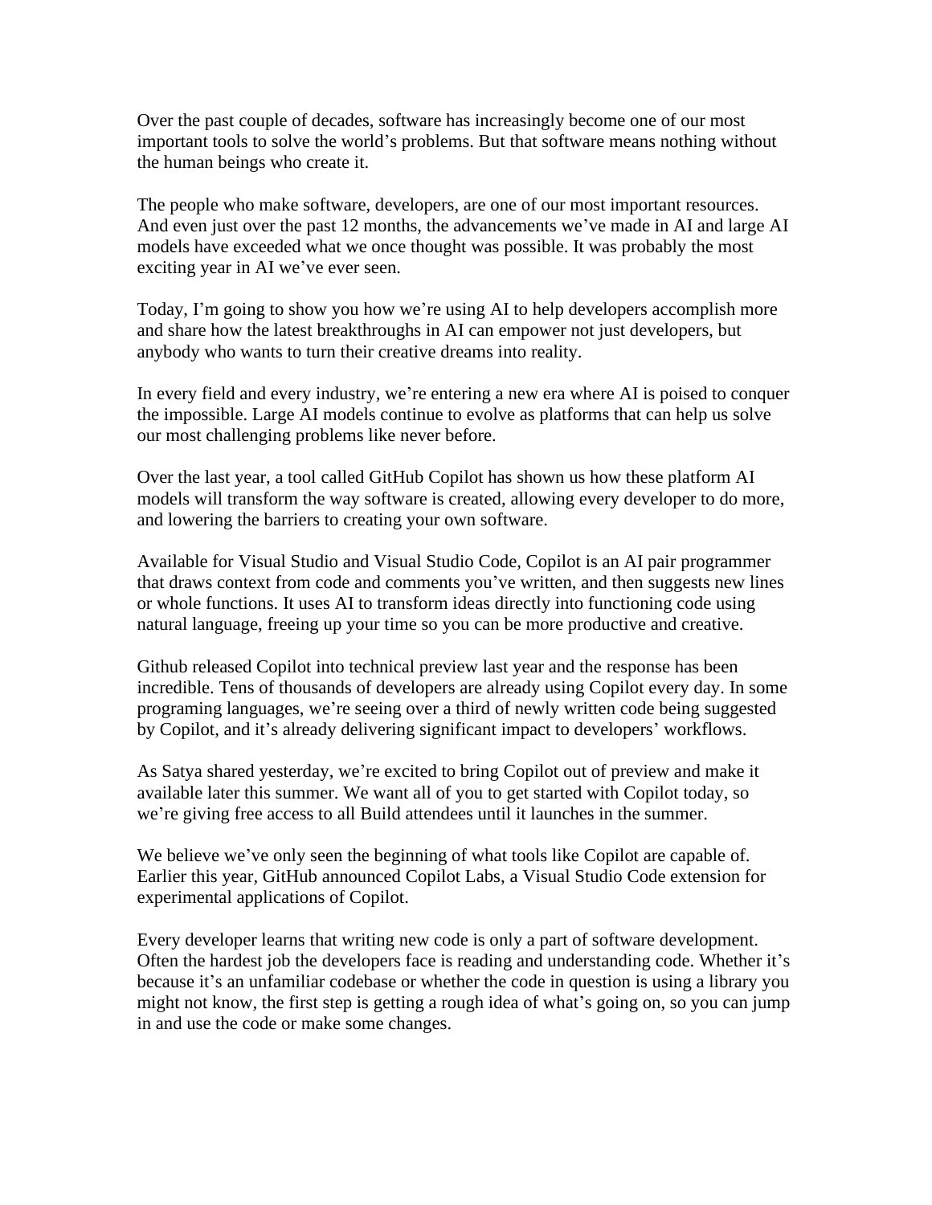Over the past couple of decades, software has increasingly become one of our most important tools to solve the world's problems. But that software means nothing without the human beings who create it.

The people who make software, developers, are one of our most important resources. And even just over the past 12 months, the advancements we've made in AI and large AI models have exceeded what we once thought was possible. It was probably the most exciting year in AI we've ever seen.

Today, I'm going to show you how we're using AI to help developers accomplish more and share how the latest breakthroughs in AI can empower not just developers, but anybody who wants to turn their creative dreams into reality.

In every field and every industry, we're entering a new era where AI is poised to conquer the impossible. Large AI models continue to evolve as platforms that can help us solve our most challenging problems like never before.

Over the last year, a tool called GitHub Copilot has shown us how these platform AI models will transform the way software is created, allowing every developer to do more, and lowering the barriers to creating your own software.

Available for Visual Studio and Visual Studio Code, Copilot is an AI pair programmer that draws context from code and comments you've written, and then suggests new lines or whole functions. It uses AI to transform ideas directly into functioning code using natural language, freeing up your time so you can be more productive and creative.

Github released Copilot into technical preview last year and the response has been incredible. Tens of thousands of developers are already using Copilot every day. In some programing languages, we're seeing over a third of newly written code being suggested by Copilot, and it's already delivering significant impact to developers' workflows.

As Satya shared yesterday, we're excited to bring Copilot out of preview and make it available later this summer. We want all of you to get started with Copilot today, so we're giving free access to all Build attendees until it launches in the summer.

We believe we've only seen the beginning of what tools like Copilot are capable of. Earlier this year, GitHub announced Copilot Labs, a Visual Studio Code extension for experimental applications of Copilot.

Every developer learns that writing new code is only a part of software development. Often the hardest job the developers face is reading and understanding code. Whether it's because it's an unfamiliar codebase or whether the code in question is using a library you might not know, the first step is getting a rough idea of what's going on, so you can jump in and use the code or make some changes.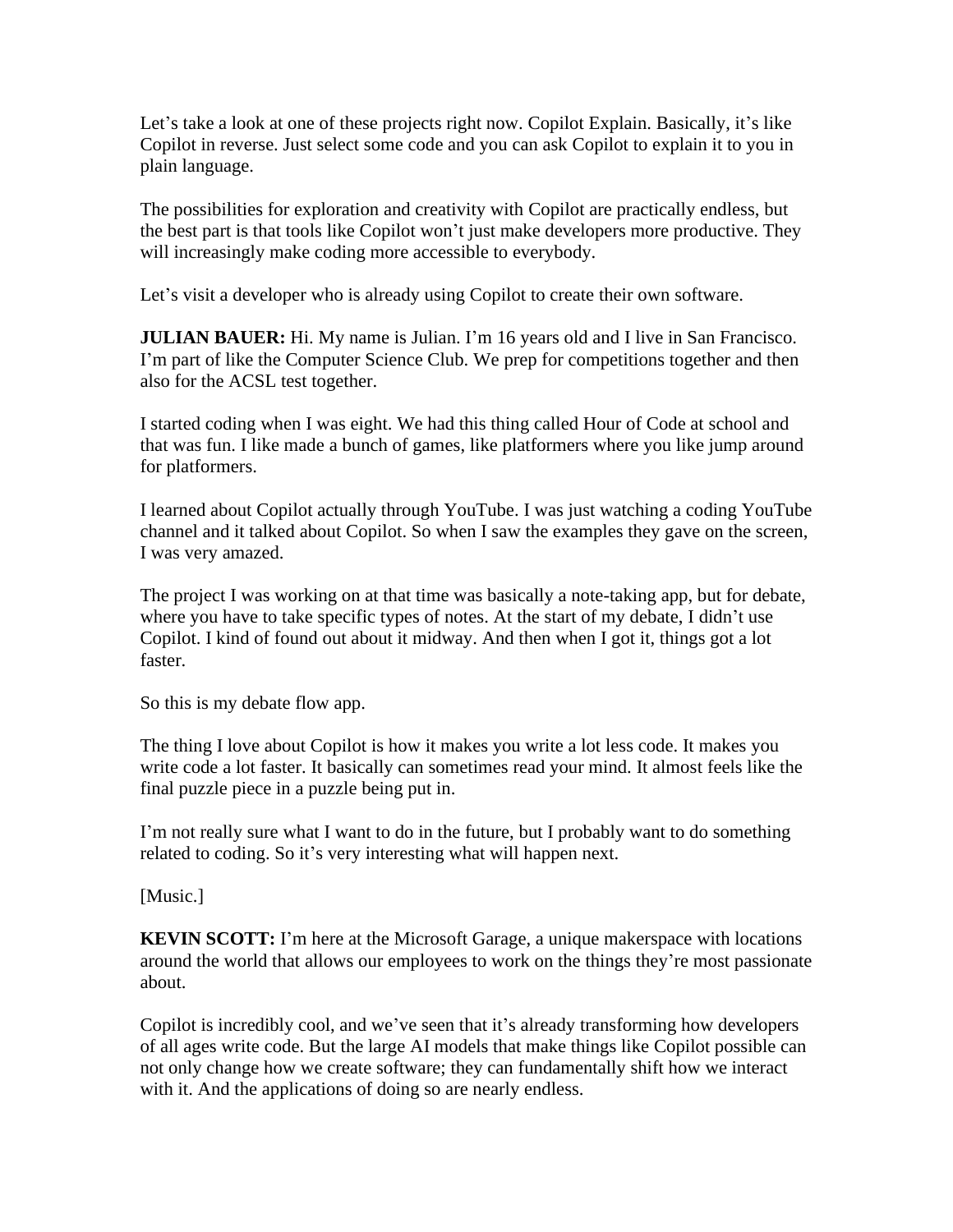Let's take a look at one of these projects right now. Copilot Explain. Basically, it's like Copilot in reverse. Just select some code and you can ask Copilot to explain it to you in plain language.

The possibilities for exploration and creativity with Copilot are practically endless, but the best part is that tools like Copilot won't just make developers more productive. They will increasingly make coding more accessible to everybody.

Let's visit a developer who is already using Copilot to create their own software.

**JULIAN BAUER:** Hi. My name is Julian. I'm 16 years old and I live in San Francisco. I'm part of like the Computer Science Club. We prep for competitions together and then also for the ACSL test together.

I started coding when I was eight. We had this thing called Hour of Code at school and that was fun. I like made a bunch of games, like platformers where you like jump around for platformers.

I learned about Copilot actually through YouTube. I was just watching a coding YouTube channel and it talked about Copilot. So when I saw the examples they gave on the screen, I was very amazed.

The project I was working on at that time was basically a note-taking app, but for debate, where you have to take specific types of notes. At the start of my debate, I didn't use Copilot. I kind of found out about it midway. And then when I got it, things got a lot faster.

So this is my debate flow app.

The thing I love about Copilot is how it makes you write a lot less code. It makes you write code a lot faster. It basically can sometimes read your mind. It almost feels like the final puzzle piece in a puzzle being put in.

I'm not really sure what I want to do in the future, but I probably want to do something related to coding. So it's very interesting what will happen next.

[Music.]

**KEVIN SCOTT:** I'm here at the Microsoft Garage, a unique makerspace with locations around the world that allows our employees to work on the things they're most passionate about.

Copilot is incredibly cool, and we've seen that it's already transforming how developers of all ages write code. But the large AI models that make things like Copilot possible can not only change how we create software; they can fundamentally shift how we interact with it. And the applications of doing so are nearly endless.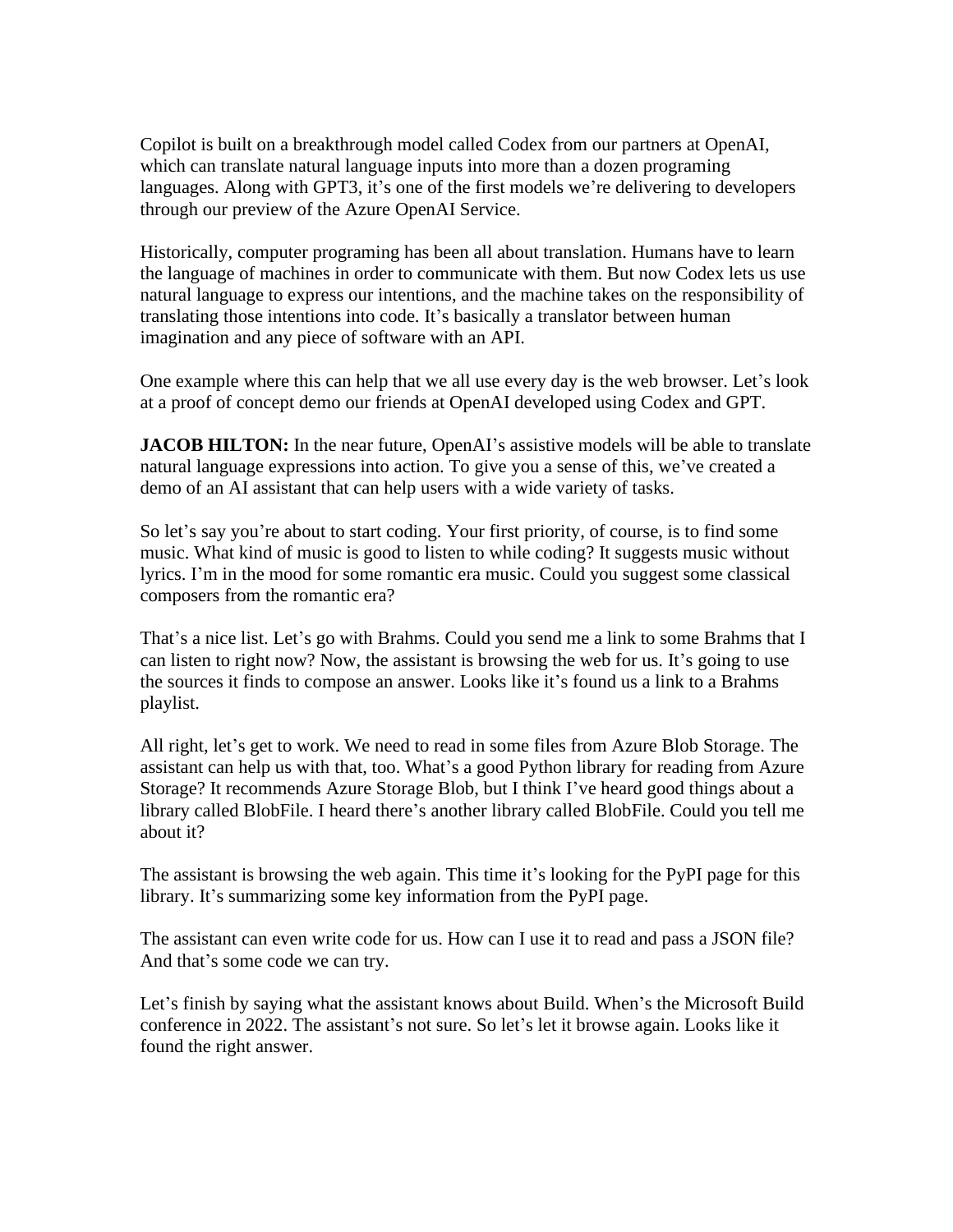Copilot is built on a breakthrough model called Codex from our partners at OpenAI, which can translate natural language inputs into more than a dozen programing languages. Along with GPT3, it's one of the first models we're delivering to developers through our preview of the Azure OpenAI Service.

Historically, computer programing has been all about translation. Humans have to learn the language of machines in order to communicate with them. But now Codex lets us use natural language to express our intentions, and the machine takes on the responsibility of translating those intentions into code. It's basically a translator between human imagination and any piece of software with an API.

One example where this can help that we all use every day is the web browser. Let's look at a proof of concept demo our friends at OpenAI developed using Codex and GPT.

**JACOB HILTON:** In the near future, OpenAI's assistive models will be able to translate natural language expressions into action. To give you a sense of this, we've created a demo of an AI assistant that can help users with a wide variety of tasks.

So let's say you're about to start coding. Your first priority, of course, is to find some music. What kind of music is good to listen to while coding? It suggests music without lyrics. I'm in the mood for some romantic era music. Could you suggest some classical composers from the romantic era?

That's a nice list. Let's go with Brahms. Could you send me a link to some Brahms that I can listen to right now? Now, the assistant is browsing the web for us. It's going to use the sources it finds to compose an answer. Looks like it's found us a link to a Brahms playlist.

All right, let's get to work. We need to read in some files from Azure Blob Storage. The assistant can help us with that, too. What's a good Python library for reading from Azure Storage? It recommends Azure Storage Blob, but I think I've heard good things about a library called BlobFile. I heard there's another library called BlobFile. Could you tell me about it?

The assistant is browsing the web again. This time it's looking for the PyPI page for this library. It's summarizing some key information from the PyPI page.

The assistant can even write code for us. How can I use it to read and pass a JSON file? And that's some code we can try.

Let's finish by saying what the assistant knows about Build. When's the Microsoft Build conference in 2022. The assistant's not sure. So let's let it browse again. Looks like it found the right answer.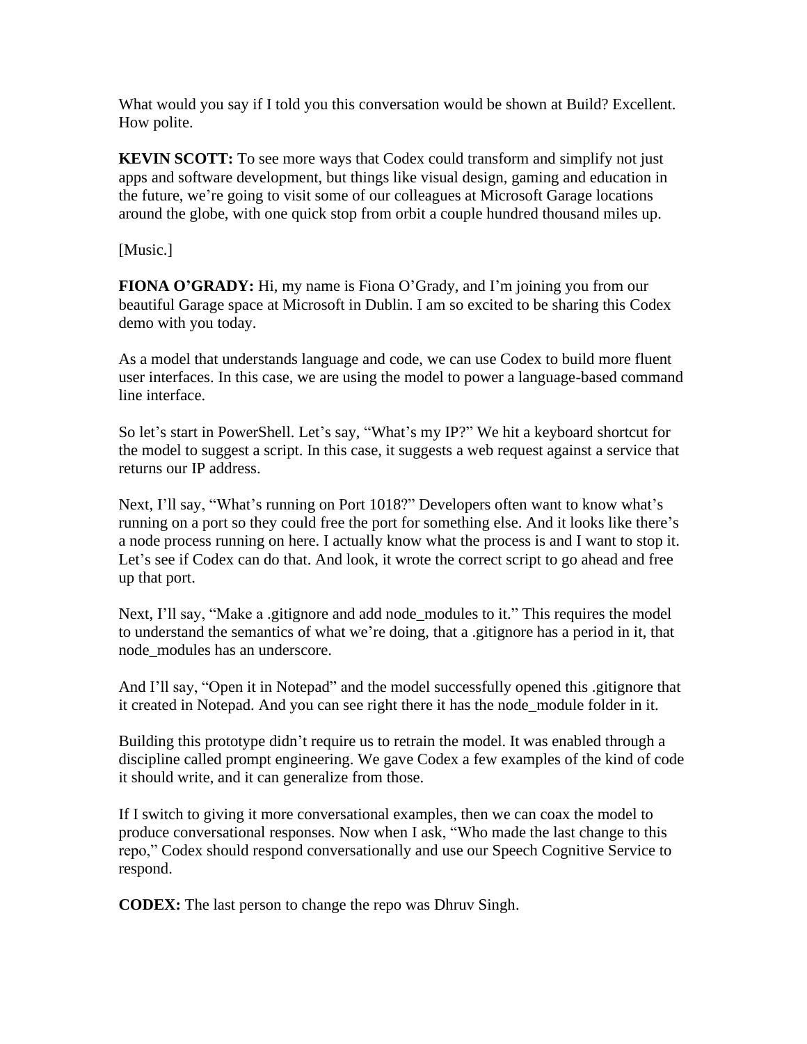What would you say if I told you this conversation would be shown at Build? Excellent. How polite.

**KEVIN SCOTT:** To see more ways that Codex could transform and simplify not just apps and software development, but things like visual design, gaming and education in the future, we're going to visit some of our colleagues at Microsoft Garage locations around the globe, with one quick stop from orbit a couple hundred thousand miles up.

[Music.]

**FIONA O'GRADY:** Hi, my name is Fiona O'Grady, and I'm joining you from our beautiful Garage space at Microsoft in Dublin. I am so excited to be sharing this Codex demo with you today.

As a model that understands language and code, we can use Codex to build more fluent user interfaces. In this case, we are using the model to power a language-based command line interface.

So let's start in PowerShell. Let's say, "What's my IP?" We hit a keyboard shortcut for the model to suggest a script. In this case, it suggests a web request against a service that returns our IP address.

Next, I'll say, "What's running on Port 1018?" Developers often want to know what's running on a port so they could free the port for something else. And it looks like there's a node process running on here. I actually know what the process is and I want to stop it. Let's see if Codex can do that. And look, it wrote the correct script to go ahead and free up that port.

Next, I'll say, "Make a .gitignore and add node_modules to it." This requires the model to understand the semantics of what we're doing, that a .gitignore has a period in it, that node_modules has an underscore.

And I'll say, "Open it in Notepad" and the model successfully opened this .gitignore that it created in Notepad. And you can see right there it has the node_module folder in it.

Building this prototype didn't require us to retrain the model. It was enabled through a discipline called prompt engineering. We gave Codex a few examples of the kind of code it should write, and it can generalize from those.

If I switch to giving it more conversational examples, then we can coax the model to produce conversational responses. Now when I ask, "Who made the last change to this repo," Codex should respond conversationally and use our Speech Cognitive Service to respond.

**CODEX:** The last person to change the repo was Dhruv Singh.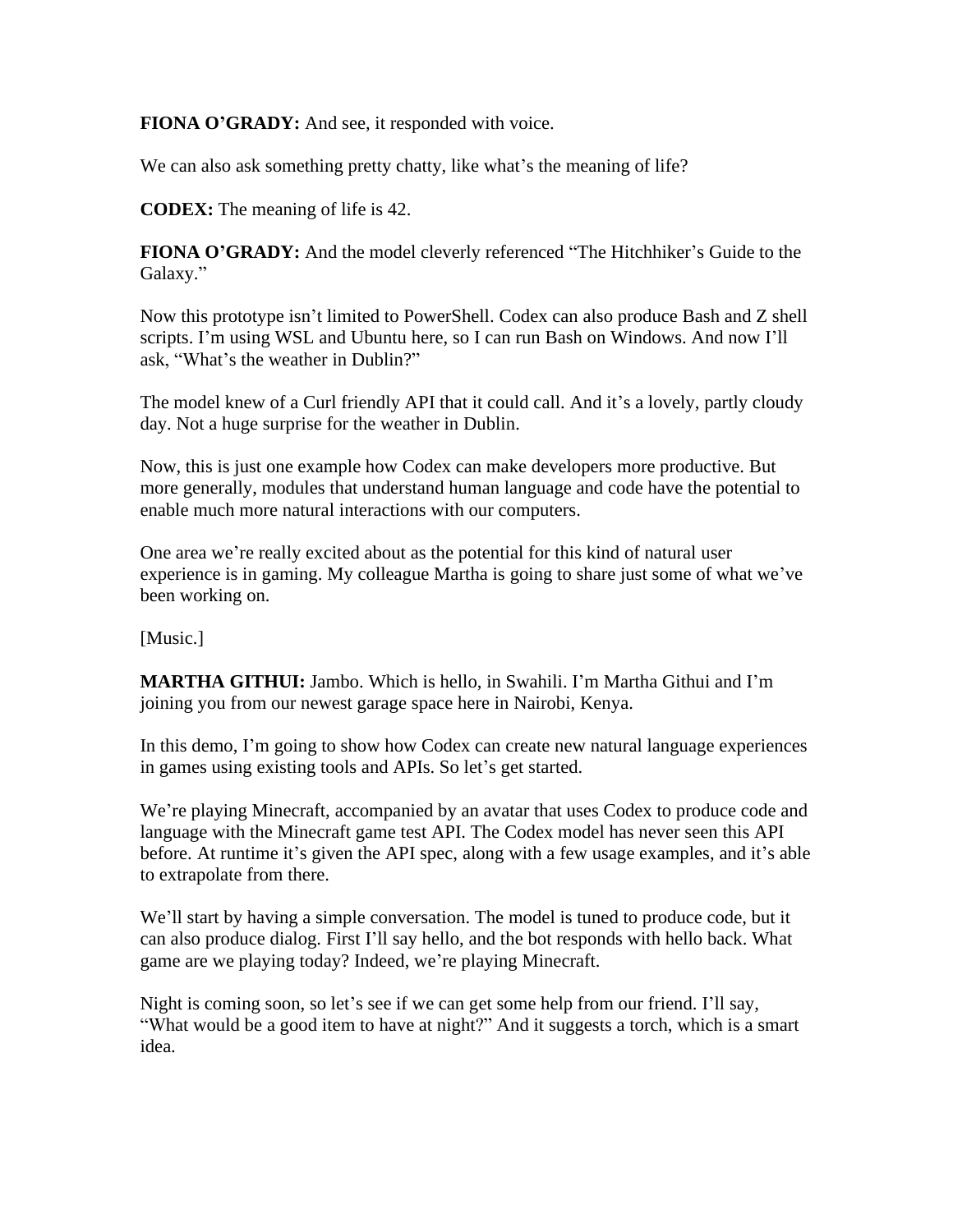**FIONA O'GRADY:** And see, it responded with voice.

We can also ask something pretty chatty, like what's the meaning of life?

**CODEX:** The meaning of life is 42.

**FIONA O'GRADY:** And the model cleverly referenced "The Hitchhiker's Guide to the Galaxy."

Now this prototype isn't limited to PowerShell. Codex can also produce Bash and Z shell scripts. I'm using WSL and Ubuntu here, so I can run Bash on Windows. And now I'll ask, "What's the weather in Dublin?"

The model knew of a Curl friendly API that it could call. And it's a lovely, partly cloudy day. Not a huge surprise for the weather in Dublin.

Now, this is just one example how Codex can make developers more productive. But more generally, modules that understand human language and code have the potential to enable much more natural interactions with our computers.

One area we're really excited about as the potential for this kind of natural user experience is in gaming. My colleague Martha is going to share just some of what we've been working on.

[Music.]

**MARTHA GITHUI:** Jambo. Which is hello, in Swahili. I'm Martha Githui and I'm joining you from our newest garage space here in Nairobi, Kenya.

In this demo, I'm going to show how Codex can create new natural language experiences in games using existing tools and APIs. So let's get started.

We're playing Minecraft, accompanied by an avatar that uses Codex to produce code and language with the Minecraft game test API. The Codex model has never seen this API before. At runtime it's given the API spec, along with a few usage examples, and it's able to extrapolate from there.

We'll start by having a simple conversation. The model is tuned to produce code, but it can also produce dialog. First I'll say hello, and the bot responds with hello back. What game are we playing today? Indeed, we're playing Minecraft.

Night is coming soon, so let's see if we can get some help from our friend. I'll say, "What would be a good item to have at night?" And it suggests a torch, which is a smart idea.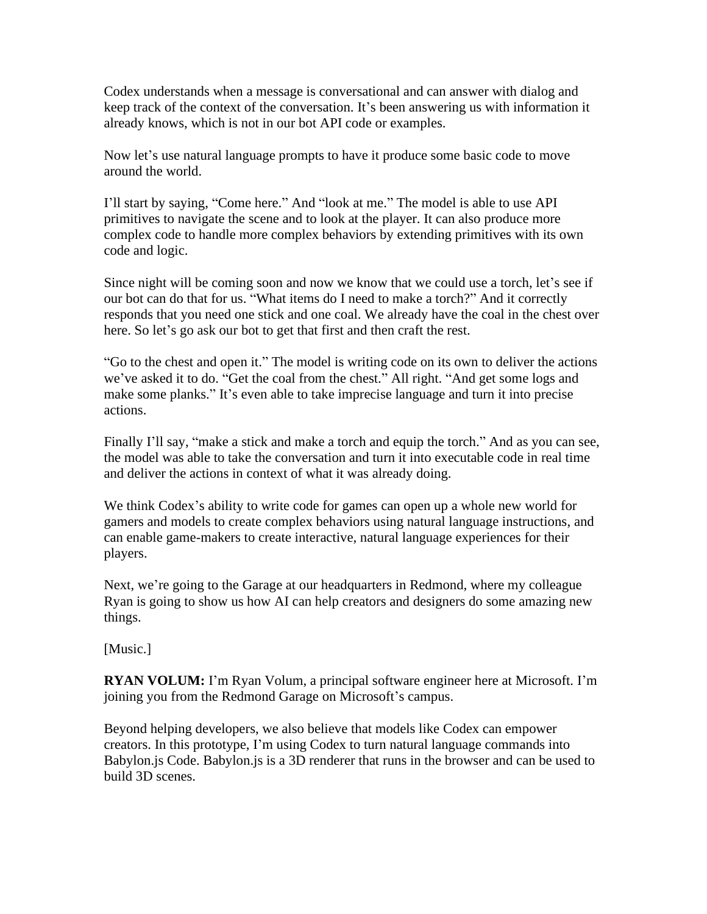Codex understands when a message is conversational and can answer with dialog and keep track of the context of the conversation. It's been answering us with information it already knows, which is not in our bot API code or examples.

Now let's use natural language prompts to have it produce some basic code to move around the world.

I'll start by saying, "Come here." And "look at me." The model is able to use API primitives to navigate the scene and to look at the player. It can also produce more complex code to handle more complex behaviors by extending primitives with its own code and logic.

Since night will be coming soon and now we know that we could use a torch, let's see if our bot can do that for us. "What items do I need to make a torch?" And it correctly responds that you need one stick and one coal. We already have the coal in the chest over here. So let's go ask our bot to get that first and then craft the rest.

"Go to the chest and open it." The model is writing code on its own to deliver the actions we've asked it to do. "Get the coal from the chest." All right. "And get some logs and make some planks." It's even able to take imprecise language and turn it into precise actions.

Finally I'll say, "make a stick and make a torch and equip the torch." And as you can see, the model was able to take the conversation and turn it into executable code in real time and deliver the actions in context of what it was already doing.

We think Codex's ability to write code for games can open up a whole new world for gamers and models to create complex behaviors using natural language instructions, and can enable game-makers to create interactive, natural language experiences for their players.

Next, we're going to the Garage at our headquarters in Redmond, where my colleague Ryan is going to show us how AI can help creators and designers do some amazing new things.

[Music.]

**RYAN VOLUM:** I'm Ryan Volum, a principal software engineer here at Microsoft. I'm joining you from the Redmond Garage on Microsoft's campus.

Beyond helping developers, we also believe that models like Codex can empower creators. In this prototype, I'm using Codex to turn natural language commands into Babylon.js Code. Babylon.js is a 3D renderer that runs in the browser and can be used to build 3D scenes.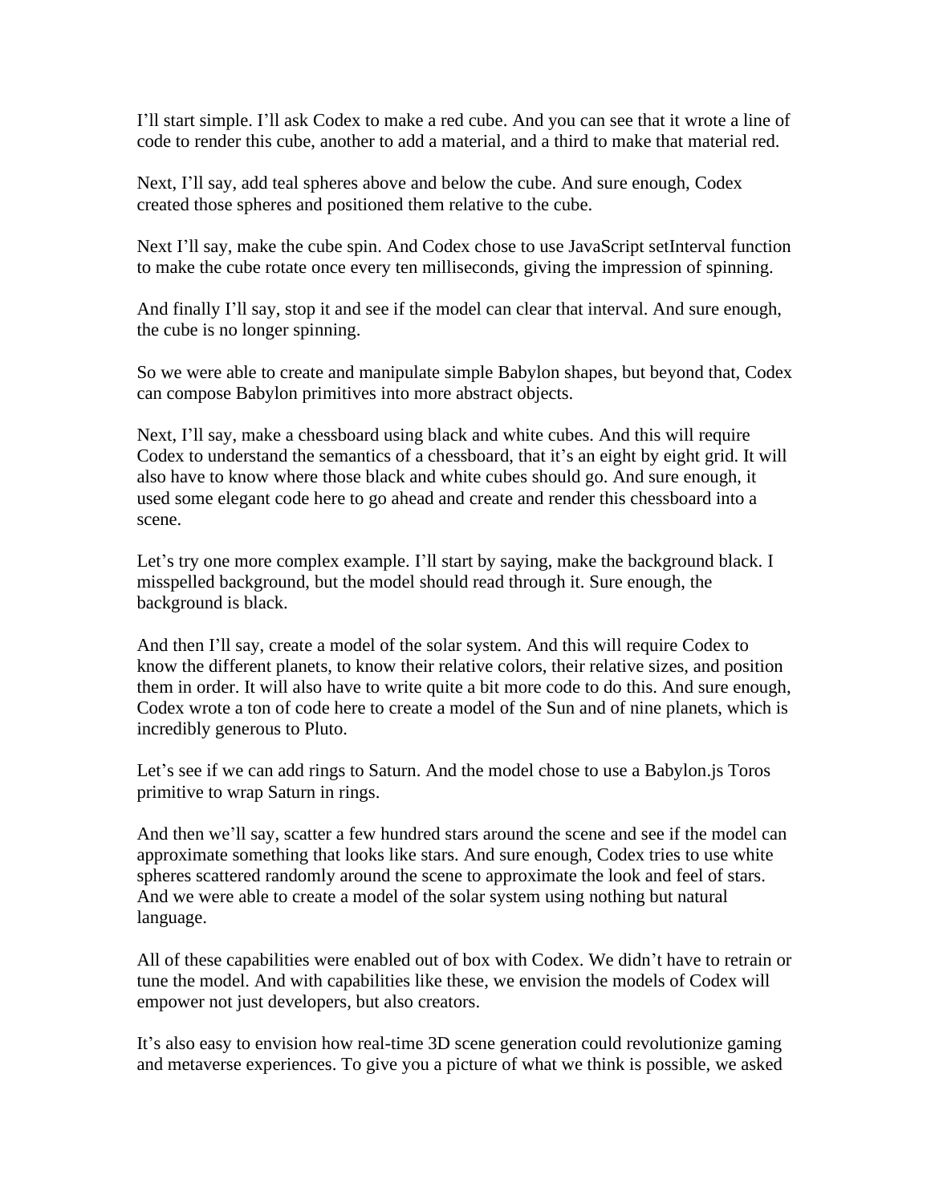I'll start simple. I'll ask Codex to make a red cube. And you can see that it wrote a line of code to render this cube, another to add a material, and a third to make that material red.

Next, I'll say, add teal spheres above and below the cube. And sure enough, Codex created those spheres and positioned them relative to the cube.

Next I'll say, make the cube spin. And Codex chose to use JavaScript setInterval function to make the cube rotate once every ten milliseconds, giving the impression of spinning.

And finally I'll say, stop it and see if the model can clear that interval. And sure enough, the cube is no longer spinning.

So we were able to create and manipulate simple Babylon shapes, but beyond that, Codex can compose Babylon primitives into more abstract objects.

Next, I'll say, make a chessboard using black and white cubes. And this will require Codex to understand the semantics of a chessboard, that it's an eight by eight grid. It will also have to know where those black and white cubes should go. And sure enough, it used some elegant code here to go ahead and create and render this chessboard into a scene.

Let's try one more complex example. I'll start by saying, make the background black. I misspelled background, but the model should read through it. Sure enough, the background is black.

And then I'll say, create a model of the solar system. And this will require Codex to know the different planets, to know their relative colors, their relative sizes, and position them in order. It will also have to write quite a bit more code to do this. And sure enough, Codex wrote a ton of code here to create a model of the Sun and of nine planets, which is incredibly generous to Pluto.

Let's see if we can add rings to Saturn. And the model chose to use a Babylon.js Toros primitive to wrap Saturn in rings.

And then we'll say, scatter a few hundred stars around the scene and see if the model can approximate something that looks like stars. And sure enough, Codex tries to use white spheres scattered randomly around the scene to approximate the look and feel of stars. And we were able to create a model of the solar system using nothing but natural language.

All of these capabilities were enabled out of box with Codex. We didn't have to retrain or tune the model. And with capabilities like these, we envision the models of Codex will empower not just developers, but also creators.

It's also easy to envision how real-time 3D scene generation could revolutionize gaming and metaverse experiences. To give you a picture of what we think is possible, we asked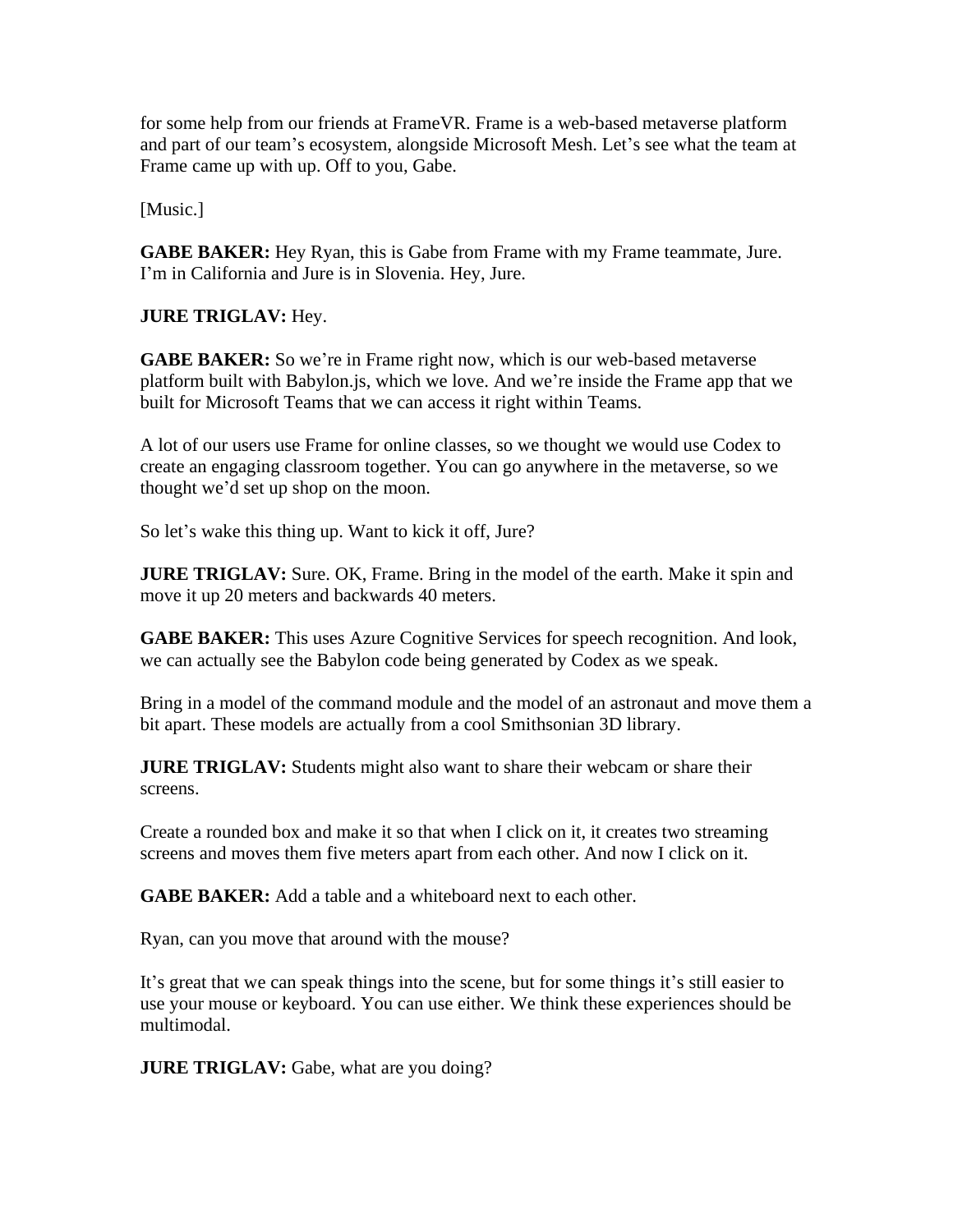for some help from our friends at FrameVR. Frame is a web-based metaverse platform and part of our team's ecosystem, alongside Microsoft Mesh. Let's see what the team at Frame came up with up. Off to you, Gabe.

[Music.]

**GABE BAKER:** Hey Ryan, this is Gabe from Frame with my Frame teammate, Jure. I'm in California and Jure is in Slovenia. Hey, Jure.

**JURE TRIGLAV:** Hey.

**GABE BAKER:** So we're in Frame right now, which is our web-based metaverse platform built with Babylon.js, which we love. And we're inside the Frame app that we built for Microsoft Teams that we can access it right within Teams.

A lot of our users use Frame for online classes, so we thought we would use Codex to create an engaging classroom together. You can go anywhere in the metaverse, so we thought we'd set up shop on the moon.

So let's wake this thing up. Want to kick it off, Jure?

**JURE TRIGLAV:** Sure. OK, Frame. Bring in the model of the earth. Make it spin and move it up 20 meters and backwards 40 meters.

**GABE BAKER:** This uses Azure Cognitive Services for speech recognition. And look, we can actually see the Babylon code being generated by Codex as we speak.

Bring in a model of the command module and the model of an astronaut and move them a bit apart. These models are actually from a cool Smithsonian 3D library.

**JURE TRIGLAV:** Students might also want to share their webcam or share their screens.

Create a rounded box and make it so that when I click on it, it creates two streaming screens and moves them five meters apart from each other. And now I click on it.

**GABE BAKER:** Add a table and a whiteboard next to each other.

Ryan, can you move that around with the mouse?

It's great that we can speak things into the scene, but for some things it's still easier to use your mouse or keyboard. You can use either. We think these experiences should be multimodal.

**JURE TRIGLAV:** Gabe, what are you doing?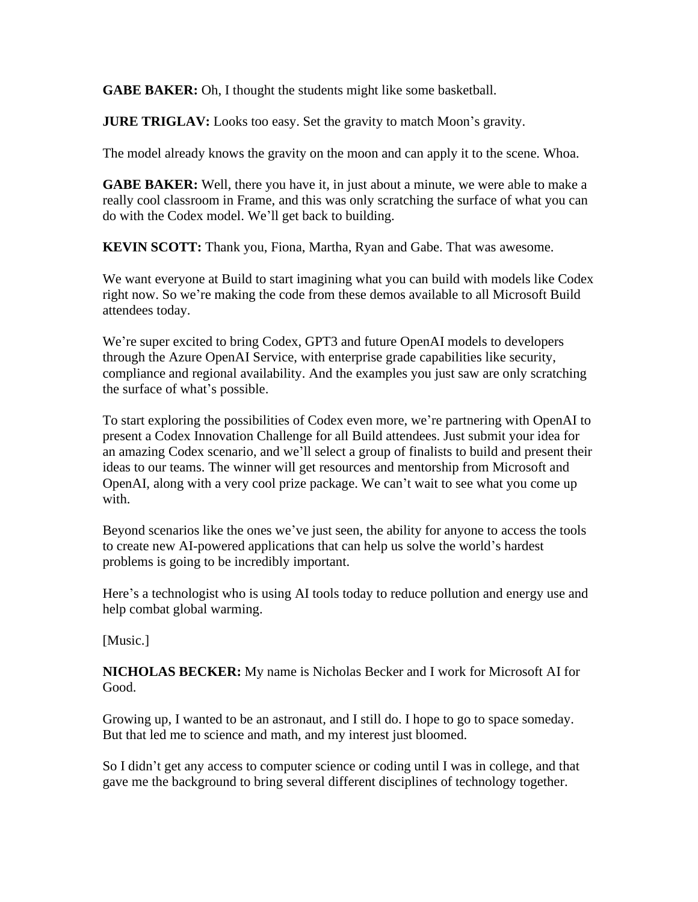**GABE BAKER:** Oh, I thought the students might like some basketball.

**JURE TRIGLAV:** Looks too easy. Set the gravity to match Moon's gravity.

The model already knows the gravity on the moon and can apply it to the scene. Whoa.

**GABE BAKER:** Well, there you have it, in just about a minute, we were able to make a really cool classroom in Frame, and this was only scratching the surface of what you can do with the Codex model. We'll get back to building.

**KEVIN SCOTT:** Thank you, Fiona, Martha, Ryan and Gabe. That was awesome.

We want everyone at Build to start imagining what you can build with models like Codex right now. So we're making the code from these demos available to all Microsoft Build attendees today.

We're super excited to bring Codex, GPT3 and future OpenAI models to developers through the Azure OpenAI Service, with enterprise grade capabilities like security, compliance and regional availability. And the examples you just saw are only scratching the surface of what's possible.

To start exploring the possibilities of Codex even more, we're partnering with OpenAI to present a Codex Innovation Challenge for all Build attendees. Just submit your idea for an amazing Codex scenario, and we'll select a group of finalists to build and present their ideas to our teams. The winner will get resources and mentorship from Microsoft and OpenAI, along with a very cool prize package. We can't wait to see what you come up with.

Beyond scenarios like the ones we've just seen, the ability for anyone to access the tools to create new AI-powered applications that can help us solve the world's hardest problems is going to be incredibly important.

Here's a technologist who is using AI tools today to reduce pollution and energy use and help combat global warming.

[Music.]

**NICHOLAS BECKER:** My name is Nicholas Becker and I work for Microsoft AI for Good.

Growing up, I wanted to be an astronaut, and I still do. I hope to go to space someday. But that led me to science and math, and my interest just bloomed.

So I didn't get any access to computer science or coding until I was in college, and that gave me the background to bring several different disciplines of technology together.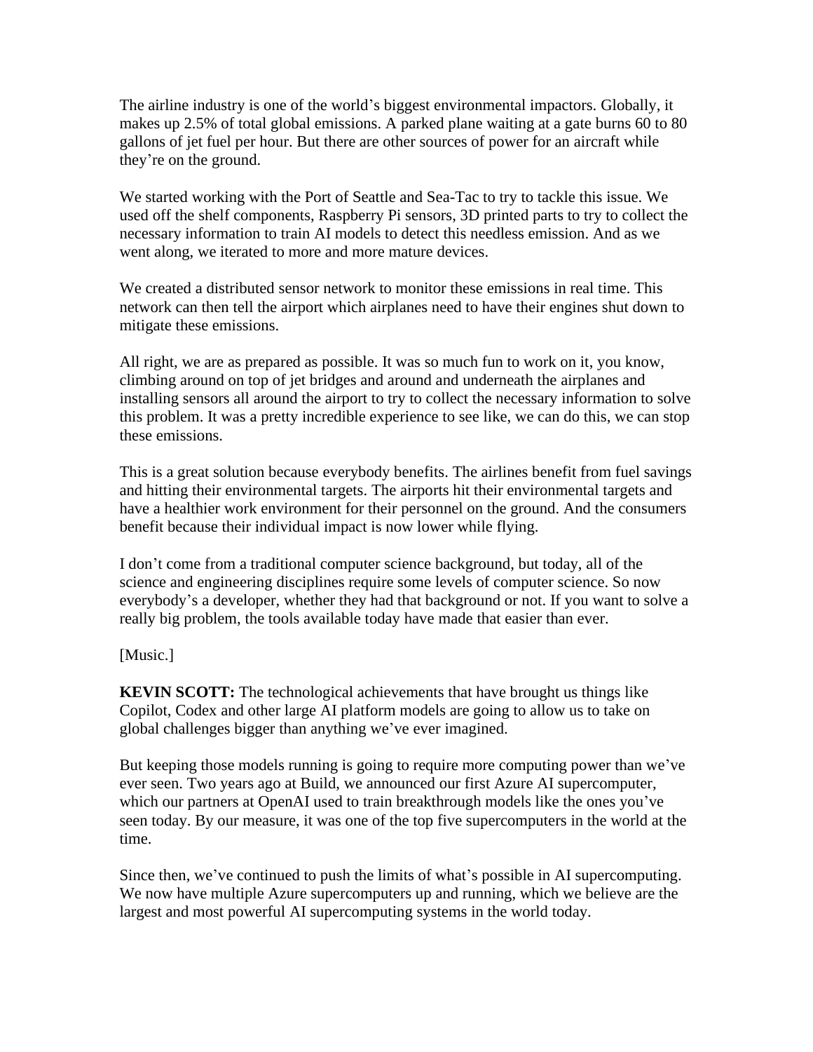The airline industry is one of the world's biggest environmental impactors. Globally, it makes up 2.5% of total global emissions. A parked plane waiting at a gate burns 60 to 80 gallons of jet fuel per hour. But there are other sources of power for an aircraft while they're on the ground.

We started working with the Port of Seattle and Sea-Tac to try to tackle this issue. We used off the shelf components, Raspberry Pi sensors, 3D printed parts to try to collect the necessary information to train AI models to detect this needless emission. And as we went along, we iterated to more and more mature devices.

We created a distributed sensor network to monitor these emissions in real time. This network can then tell the airport which airplanes need to have their engines shut down to mitigate these emissions.

All right, we are as prepared as possible. It was so much fun to work on it, you know, climbing around on top of jet bridges and around and underneath the airplanes and installing sensors all around the airport to try to collect the necessary information to solve this problem. It was a pretty incredible experience to see like, we can do this, we can stop these emissions.

This is a great solution because everybody benefits. The airlines benefit from fuel savings and hitting their environmental targets. The airports hit their environmental targets and have a healthier work environment for their personnel on the ground. And the consumers benefit because their individual impact is now lower while flying.

I don't come from a traditional computer science background, but today, all of the science and engineering disciplines require some levels of computer science. So now everybody's a developer, whether they had that background or not. If you want to solve a really big problem, the tools available today have made that easier than ever.

[Music.]

**KEVIN SCOTT:** The technological achievements that have brought us things like Copilot, Codex and other large AI platform models are going to allow us to take on global challenges bigger than anything we've ever imagined.

But keeping those models running is going to require more computing power than we've ever seen. Two years ago at Build, we announced our first Azure AI supercomputer, which our partners at OpenAI used to train breakthrough models like the ones you've seen today. By our measure, it was one of the top five supercomputers in the world at the time.

Since then, we've continued to push the limits of what's possible in AI supercomputing. We now have multiple Azure supercomputers up and running, which we believe are the largest and most powerful AI supercomputing systems in the world today.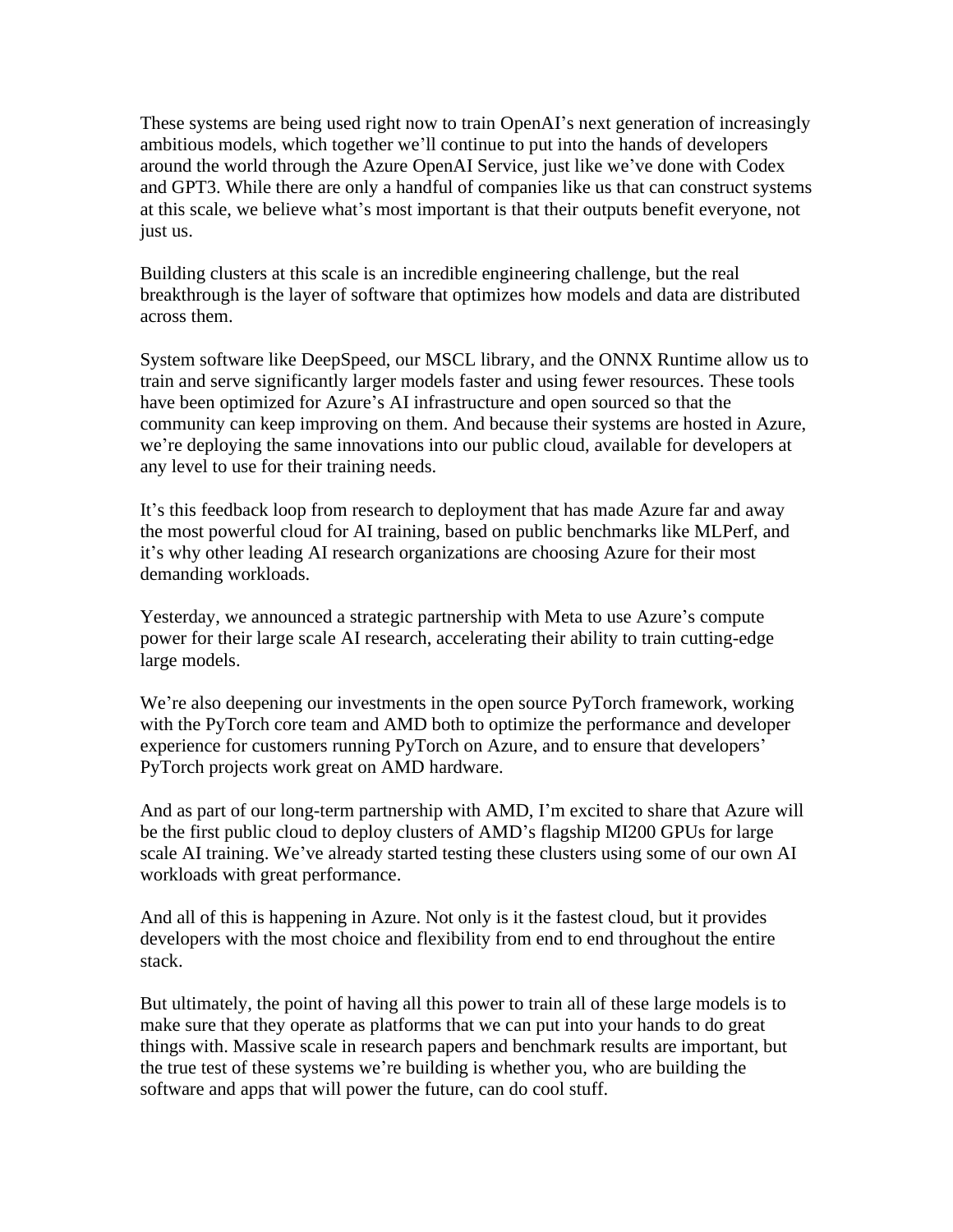These systems are being used right now to train OpenAI's next generation of increasingly ambitious models, which together we'll continue to put into the hands of developers around the world through the Azure OpenAI Service, just like we've done with Codex and GPT3. While there are only a handful of companies like us that can construct systems at this scale, we believe what's most important is that their outputs benefit everyone, not just us.

Building clusters at this scale is an incredible engineering challenge, but the real breakthrough is the layer of software that optimizes how models and data are distributed across them.

System software like DeepSpeed, our MSCL library, and the ONNX Runtime allow us to train and serve significantly larger models faster and using fewer resources. These tools have been optimized for Azure's AI infrastructure and open sourced so that the community can keep improving on them. And because their systems are hosted in Azure, we're deploying the same innovations into our public cloud, available for developers at any level to use for their training needs.

It's this feedback loop from research to deployment that has made Azure far and away the most powerful cloud for AI training, based on public benchmarks like MLPerf, and it's why other leading AI research organizations are choosing Azure for their most demanding workloads.

Yesterday, we announced a strategic partnership with Meta to use Azure's compute power for their large scale AI research, accelerating their ability to train cutting-edge large models.

We're also deepening our investments in the open source PyTorch framework, working with the PyTorch core team and AMD both to optimize the performance and developer experience for customers running PyTorch on Azure, and to ensure that developers' PyTorch projects work great on AMD hardware.

And as part of our long-term partnership with AMD, I'm excited to share that Azure will be the first public cloud to deploy clusters of AMD's flagship MI200 GPUs for large scale AI training. We've already started testing these clusters using some of our own AI workloads with great performance.

And all of this is happening in Azure. Not only is it the fastest cloud, but it provides developers with the most choice and flexibility from end to end throughout the entire stack.

But ultimately, the point of having all this power to train all of these large models is to make sure that they operate as platforms that we can put into your hands to do great things with. Massive scale in research papers and benchmark results are important, but the true test of these systems we're building is whether you, who are building the software and apps that will power the future, can do cool stuff.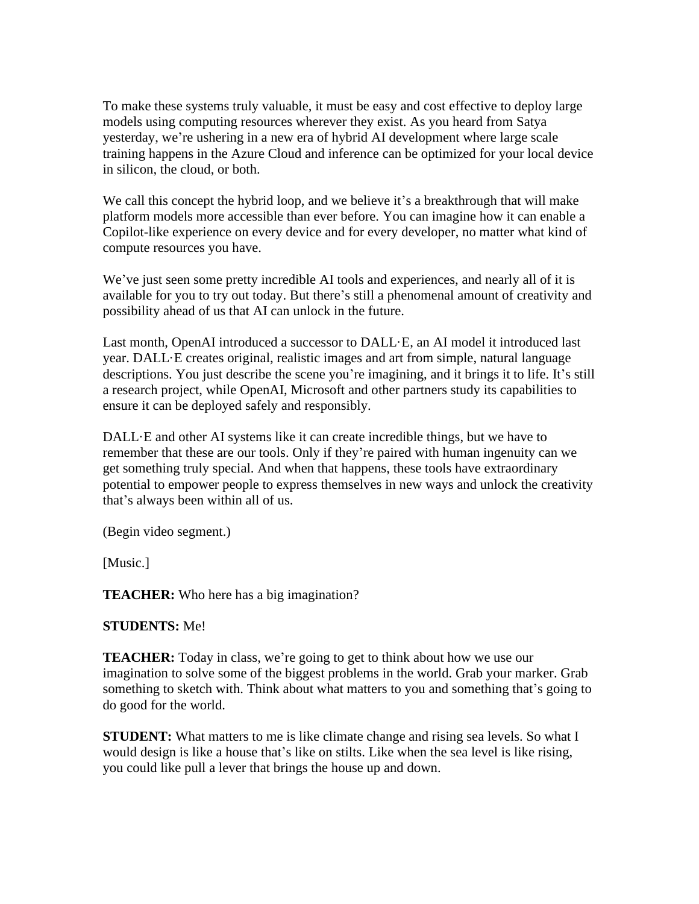To make these systems truly valuable, it must be easy and cost effective to deploy large models using computing resources wherever they exist. As you heard from Satya yesterday, we're ushering in a new era of hybrid AI development where large scale training happens in the Azure Cloud and inference can be optimized for your local device in silicon, the cloud, or both.

We call this concept the hybrid loop, and we believe it's a breakthrough that will make platform models more accessible than ever before. You can imagine how it can enable a Copilot-like experience on every device and for every developer, no matter what kind of compute resources you have.

We've just seen some pretty incredible AI tools and experiences, and nearly all of it is available for you to try out today. But there's still a phenomenal amount of creativity and possibility ahead of us that AI can unlock in the future.

Last month, OpenAI introduced a successor to DALL·E, an AI model it introduced last year. DALL·E creates original, realistic images and art from simple, natural language descriptions. You just describe the scene you're imagining, and it brings it to life. It's still a research project, while OpenAI, Microsoft and other partners study its capabilities to ensure it can be deployed safely and responsibly.

DALL·E and other AI systems like it can create incredible things, but we have to remember that these are our tools. Only if they're paired with human ingenuity can we get something truly special. And when that happens, these tools have extraordinary potential to empower people to express themselves in new ways and unlock the creativity that's always been within all of us.

(Begin video segment.)

[Music.]

**TEACHER:** Who here has a big imagination?

**STUDENTS:** Me!

**TEACHER:** Today in class, we're going to get to think about how we use our imagination to solve some of the biggest problems in the world. Grab your marker. Grab something to sketch with. Think about what matters to you and something that's going to do good for the world.

**STUDENT:** What matters to me is like climate change and rising sea levels. So what I would design is like a house that's like on stilts. Like when the sea level is like rising, you could like pull a lever that brings the house up and down.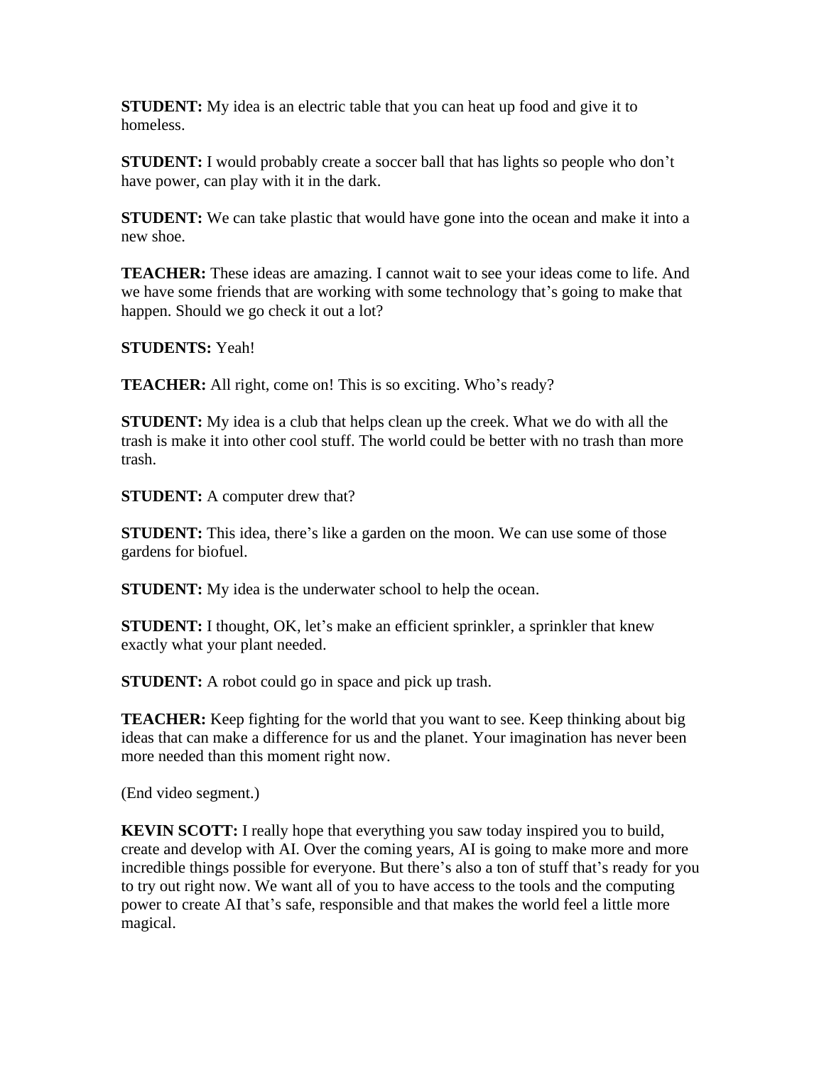**STUDENT:** My idea is an electric table that you can heat up food and give it to homeless.

**STUDENT:** I would probably create a soccer ball that has lights so people who don't have power, can play with it in the dark.

**STUDENT:** We can take plastic that would have gone into the ocean and make it into a new shoe.

**TEACHER:** These ideas are amazing. I cannot wait to see your ideas come to life. And we have some friends that are working with some technology that's going to make that happen. Should we go check it out a lot?

**STUDENTS:** Yeah!

**TEACHER:** All right, come on! This is so exciting. Who's ready?

**STUDENT:** My idea is a club that helps clean up the creek. What we do with all the trash is make it into other cool stuff. The world could be better with no trash than more trash.

**STUDENT:** A computer drew that?

**STUDENT:** This idea, there's like a garden on the moon. We can use some of those gardens for biofuel.

**STUDENT:** My idea is the underwater school to help the ocean.

**STUDENT:** I thought, OK, let's make an efficient sprinkler, a sprinkler that knew exactly what your plant needed.

**STUDENT:** A robot could go in space and pick up trash.

**TEACHER:** Keep fighting for the world that you want to see. Keep thinking about big ideas that can make a difference for us and the planet. Your imagination has never been more needed than this moment right now.

(End video segment.)

**KEVIN SCOTT:** I really hope that everything you saw today inspired you to build, create and develop with AI. Over the coming years, AI is going to make more and more incredible things possible for everyone. But there's also a ton of stuff that's ready for you to try out right now. We want all of you to have access to the tools and the computing power to create AI that's safe, responsible and that makes the world feel a little more magical.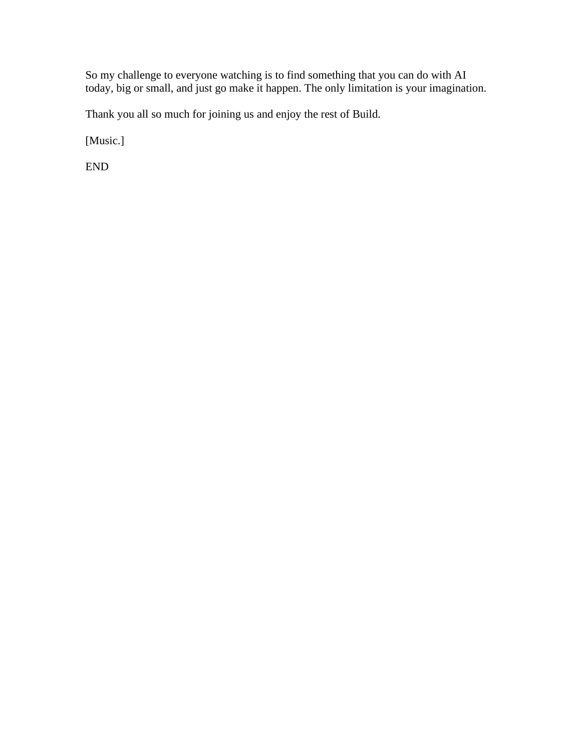So my challenge to everyone watching is to find something that you can do with AI today, big or small, and just go make it happen. The only limitation is your imagination.

Thank you all so much for joining us and enjoy the rest of Build.

[Music.]

END